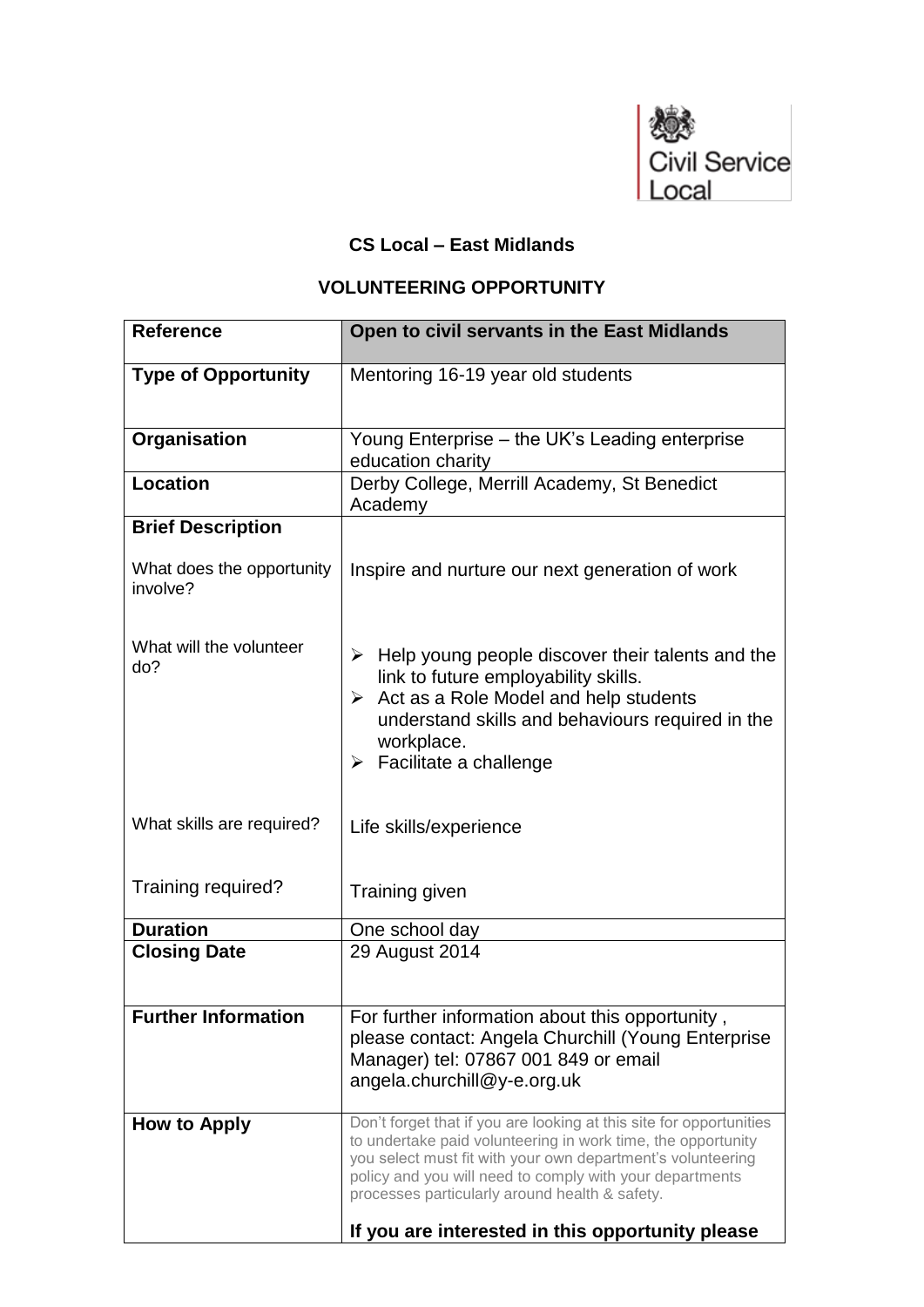Civil Service Local

**CS Local – East Midlands**

**VOLUNTEERING OPPORTUNITY**

| **Reference** | **Open to civil servants in the East Midlands** |
|---|---|
| **Type of Opportunity** | Mentoring 16-19 year old students |
| **Organisation** | Young Enterprise – the UK's Leading enterprise education charity |
| **Location** | Derby College, Merrill Academy, St Benedict Academy |
| **Brief Description** | |
| What does the opportunity involve? | Inspire and nurture our next generation of work |
| What will the volunteer do? | ➢ Help young people discover their talents and the link to future employability skills.<br>➢ Act as a Role Model and help students understand skills and behaviours required in the workplace.<br>➢ Facilitate a challenge |
| What skills are required? | Life skills/experience |
| Training required? | Training given |
| **Duration** | One school day |
| **Closing Date** | 29 August 2014 |
| **Further Information** | For further information about this opportunity , please contact: Angela Churchill (Young Enterprise Manager) tel: 07867 001 849 or email angela.churchill@y-e.org.uk |
| **How to Apply** | Don't forget that if you are looking at this site for opportunities to undertake paid volunteering in work time, the opportunity you select must fit with your own department's volunteering policy and you will need to comply with your departments processes particularly around health & safety.<br><br>**If you are interested in this opportunity please** |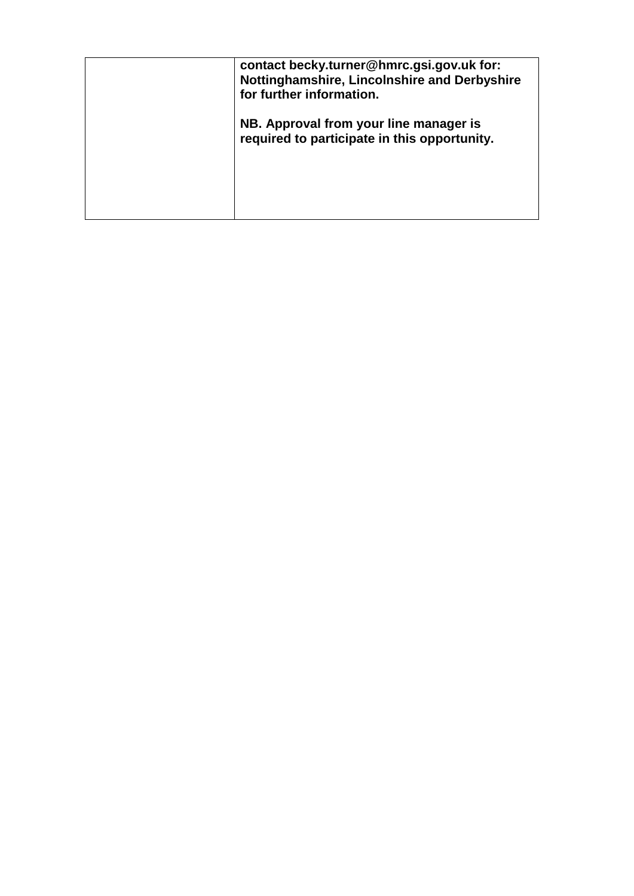| | |
|---|---|
| | **contact becky.turner@hmrc.gsi.gov.uk for: Nottinghamshire, Lincolnshire and Derbyshire for further information.**<br><br>**NB. Approval from your line manager is required to participate in this opportunity.** |